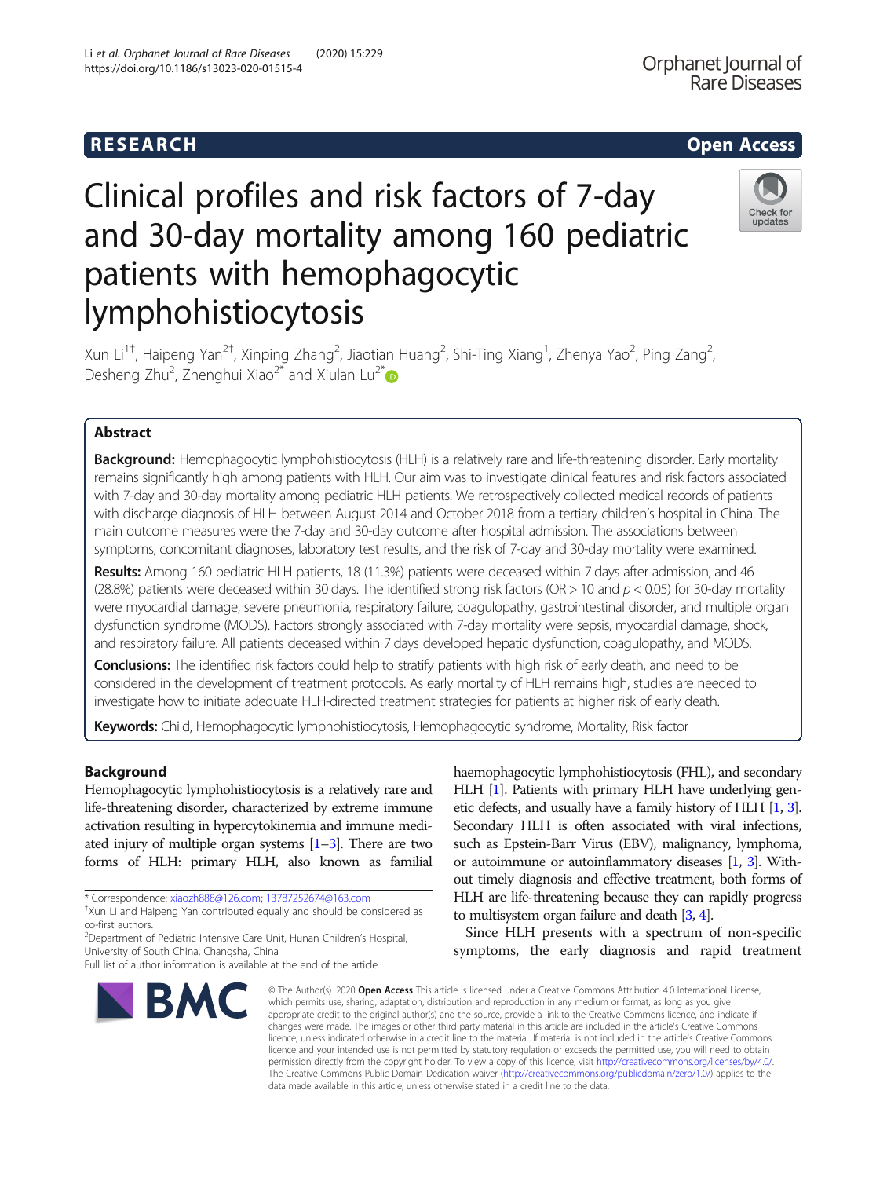RESEARCH Open Access

# Clinical profiles and risk factors of 7-day and 30-day mortality among 160 pediatric patients with hemophagocytic lymphohistiocytosis

Xun Li[1†], Haipeng Yan[2†], Xinping Zhang[2], Jiaotian Huang[2], Shi-Ting Xiang[1], Zhenya Yao[2], Ping Zang[2], Desheng Zhu[2], Zhenghui Xiao[2*] and Xiulan Lu[2*]

## Abstract

**Background:** Hemophagocytic lymphohistiocytosis (HLH) is a relatively rare and life-threatening disorder. Early mortality remains significantly high among patients with HLH. Our aim was to investigate clinical features and risk factors associated with 7-day and 30-day mortality among pediatric HLH patients. We retrospectively collected medical records of patients with discharge diagnosis of HLH between August 2014 and October 2018 from a tertiary children's hospital in China. The main outcome measures were the 7-day and 30-day outcome after hospital admission. The associations between symptoms, concomitant diagnoses, laboratory test results, and the risk of 7-day and 30-day mortality were examined.

**Results:** Among 160 pediatric HLH patients, 18 (11.3%) patients were deceased within 7 days after admission, and 46 (28.8%) patients were deceased within 30 days. The identified strong risk factors (OR > 10 and $p < 0.05$) for 30-day mortality were myocardial damage, severe pneumonia, respiratory failure, coagulopathy, gastrointestinal disorder, and multiple organ dysfunction syndrome (MODS). Factors strongly associated with 7-day mortality were sepsis, myocardial damage, shock, and respiratory failure. All patients deceased within 7 days developed hepatic dysfunction, coagulopathy, and MODS.

**Conclusions:** The identified risk factors could help to stratify patients with high risk of early death, and need to be considered in the development of treatment protocols. As early mortality of HLH remains high, studies are needed to investigate how to initiate adequate HLH-directed treatment strategies for patients at higher risk of early death.

**Keywords:** Child, Hemophagocytic lymphohistiocytosis, Hemophagocytic syndrome, Mortality, Risk factor

## Background

Hemophagocytic lymphohistiocytosis is a relatively rare and life-threatening disorder, characterized by extreme immune activation resulting in hypercytokinemia and immune mediated injury of multiple organ systems [1–3]. There are two forms of HLH: primary HLH, also known as familial haemophagocytic lymphohistiocytosis (FHL), and secondary HLH [1]. Patients with primary HLH have underlying genetic defects, and usually have a family history of HLH [1, 3]. Secondary HLH is often associated with viral infections, such as Epstein-Barr Virus (EBV), malignancy, lymphoma, or autoimmune or autoinflammatory diseases [1, 3]. Without timely diagnosis and effective treatment, both forms of HLH are life-threatening because they can rapidly progress to multisystem organ failure and death [3, 4].

Since HLH presents with a spectrum of non-specific symptoms, the early diagnosis and rapid treatment

* Correspondence: xiaozh888@126.com; 13787252674@163.com

†Xun Li and Haipeng Yan contributed equally and should be considered as co-first authors.

[2]Department of Pediatric Intensive Care Unit, Hunan Children's Hospital, University of South China, Changsha, China

Full list of author information is available at the end of the article

© The Author(s). 2020 **Open Access** This article is licensed under a Creative Commons Attribution 4.0 International License, which permits use, sharing, adaptation, distribution and reproduction in any medium or format, as long as you give appropriate credit to the original author(s) and the source, provide a link to the Creative Commons licence, and indicate if changes were made. The images or other third party material in this article are included in the article's Creative Commons licence, unless indicated otherwise in a credit line to the material. If material is not included in the article's Creative Commons licence and your intended use is not permitted by statutory regulation or exceeds the permitted use, you will need to obtain permission directly from the copyright holder. To view a copy of this licence, visit http://creativecommons.org/licenses/by/4.0/. The Creative Commons Public Domain Dedication waiver (http://creativecommons.org/publicdomain/zero/1.0/) applies to the data made available in this article, unless otherwise stated in a credit line to the data.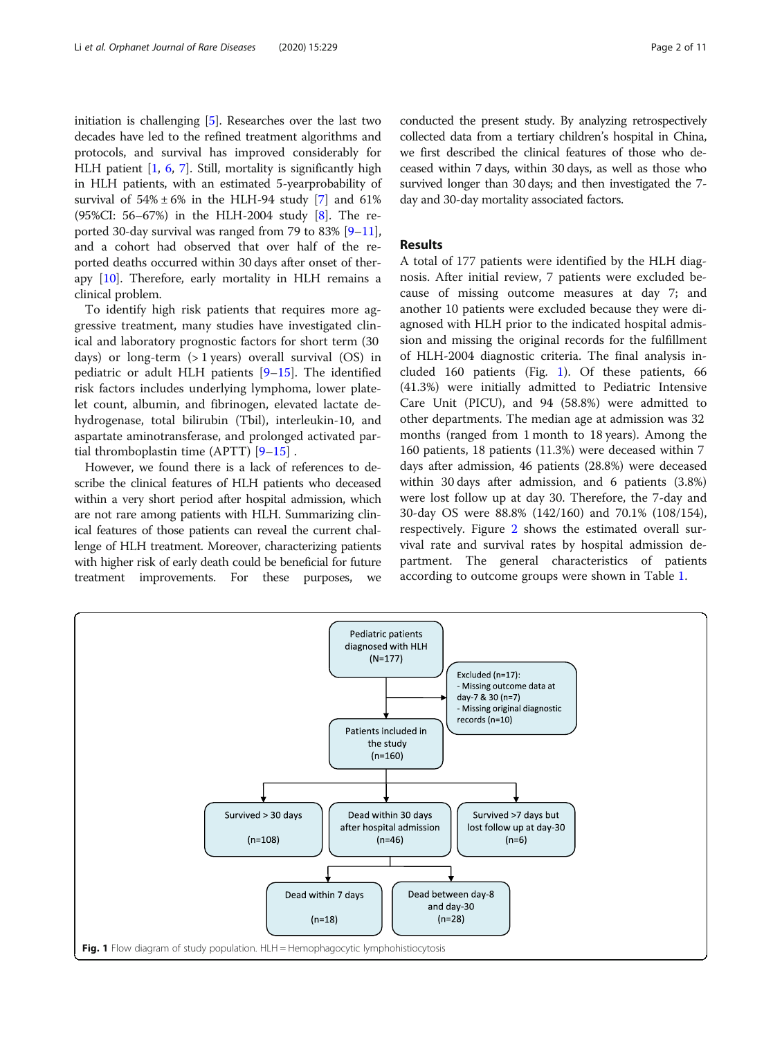initiation is challenging [5]. Researches over the last two decades have led to the refined treatment algorithms and protocols, and survival has improved considerably for HLH patient [1, 6, 7]. Still, mortality is significantly high in HLH patients, with an estimated 5-yearprobability of survival of 54% ± 6% in the HLH-94 study [7] and 61% (95%CI: 56–67%) in the HLH-2004 study [8]. The reported 30-day survival was ranged from 79 to 83% [9–11], and a cohort had observed that over half of the reported deaths occurred within 30 days after onset of therapy [10]. Therefore, early mortality in HLH remains a clinical problem.

To identify high risk patients that requires more aggressive treatment, many studies have investigated clinical and laboratory prognostic factors for short term (30 days) or long-term (> 1 years) overall survival (OS) in pediatric or adult HLH patients [9–15]. The identified risk factors includes underlying lymphoma, lower platelet count, albumin, and fibrinogen, elevated lactate dehydrogenase, total bilirubin (Tbil), interleukin-10, and aspartate aminotransferase, and prolonged activated partial thromboplastin time (APTT) [9–15] .

However, we found there is a lack of references to describe the clinical features of HLH patients who deceased within a very short period after hospital admission, which are not rare among patients with HLH. Summarizing clinical features of those patients can reveal the current challenge of HLH treatment. Moreover, characterizing patients with higher risk of early death could be beneficial for future treatment improvements. For these purposes, we conducted the present study. By analyzing retrospectively collected data from a tertiary children's hospital in China, we first described the clinical features of those who deceased within 7 days, within 30 days, as well as those who survived longer than 30 days; and then investigated the 7-day and 30-day mortality associated factors.

## Results

A total of 177 patients were identified by the HLH diagnosis. After initial review, 7 patients were excluded because of missing outcome measures at day 7; and another 10 patients were excluded because they were diagnosed with HLH prior to the indicated hospital admission and missing the original records for the fulfillment of HLH-2004 diagnostic criteria. The final analysis included 160 patients (Fig. 1). Of these patients, 66 (41.3%) were initially admitted to Pediatric Intensive Care Unit (PICU), and 94 (58.8%) were admitted to other departments. The median age at admission was 32 months (ranged from 1 month to 18 years). Among the 160 patients, 18 patients (11.3%) were deceased within 7 days after admission, 46 patients (28.8%) were deceased within 30 days after admission, and 6 patients (3.8%) were lost follow up at day 30. Therefore, the 7-day and 30-day OS were 88.8% (142/160) and 70.1% (108/154), respectively. Figure 2 shows the estimated overall survival rate and survival rates by hospital admission department. The general characteristics of patients according to outcome groups were shown in Table 1.

Pediatric patients diagnosed with HLH (N=177)

Excluded (n=17):
- Missing outcome data at day-7 & 30 (n=7)
- Missing original diagnostic records (n=10)

Patients included in the study (n=160)

Survived > 30 days (n=108)

Dead within 30 days after hospital admission (n=46)

Survived >7 days but lost follow up at day-30 (n=6)

Dead within 7 days (n=18)

Dead between day-8 and day-30 (n=28)

**Fig. 1** Flow diagram of study population. HLH = Hemophagocytic lymphohistiocytosis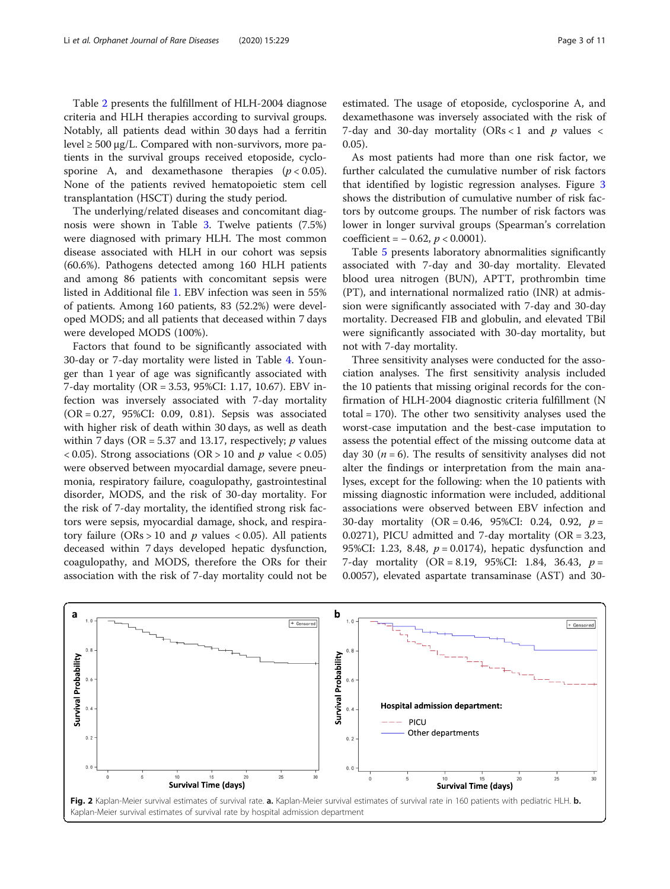Table 2 presents the fulfillment of HLH-2004 diagnose criteria and HLH therapies according to survival groups. Notably, all patients dead within 30 days had a ferritin level ≥ 500 μg/L. Compared with non-survivors, more patients in the survival groups received etoposide, cyclosporine A, and dexamethasone therapies ($p < 0.05$). None of the patients revived hematopoietic stem cell transplantation (HSCT) during the study period.

The underlying/related diseases and concomitant diagnosis were shown in Table 3. Twelve patients (7.5%) were diagnosed with primary HLH. The most common disease associated with HLH in our cohort was sepsis (60.6%). Pathogens detected among 160 HLH patients and among 86 patients with concomitant sepsis were listed in Additional file 1. EBV infection was seen in 55% of patients. Among 160 patients, 83 (52.2%) were developed MODS; and all patients that deceased within 7 days were developed MODS (100%).

Factors that found to be significantly associated with 30-day or 7-day mortality were listed in Table 4. Younger than 1 year of age was significantly associated with 7-day mortality (OR = 3.53, 95%CI: 1.17, 10.67). EBV infection was inversely associated with 7-day mortality (OR = 0.27, 95%CI: 0.09, 0.81). Sepsis was associated with higher risk of death within 30 days, as well as death within 7 days (OR = 5.37 and 13.17, respectively; $p$ values < 0.05). Strong associations (OR > 10 and $p$ value < 0.05) were observed between myocardial damage, severe pneumonia, respiratory failure, coagulopathy, gastrointestinal disorder, MODS, and the risk of 30-day mortality. For the risk of 7-day mortality, the identified strong risk factors were sepsis, myocardial damage, shock, and respiratory failure (ORs > 10 and $p$ values < 0.05). All patients deceased within 7 days developed hepatic dysfunction, coagulopathy, and MODS, therefore the ORs for their association with the risk of 7-day mortality could not be estimated. The usage of etoposide, cyclosporine A, and dexamethasone was inversely associated with the risk of 7-day and 30-day mortality (ORs < 1 and $p$ values < 0.05).

As most patients had more than one risk factor, we further calculated the cumulative number of risk factors that identified by logistic regression analyses. Figure 3 shows the distribution of cumulative number of risk factors by outcome groups. The number of risk factors was lower in longer survival groups (Spearman's correlation coefficient = − 0.62, $p < 0.0001$).

Table 5 presents laboratory abnormalities significantly associated with 7-day and 30-day mortality. Elevated blood urea nitrogen (BUN), APTT, prothrombin time (PT), and international normalized ratio (INR) at admission were significantly associated with 7-day and 30-day mortality. Decreased FIB and globulin, and elevated TBil were significantly associated with 30-day mortality, but not with 7-day mortality.

Three sensitivity analyses were conducted for the association analyses. The first sensitivity analysis included the 10 patients that missing original records for the confirmation of HLH-2004 diagnostic criteria fulfillment (N total = 170). The other two sensitivity analyses used the worst-case imputation and the best-case imputation to assess the potential effect of the missing outcome data at day 30 ($n = 6$). The results of sensitivity analyses did not alter the findings or interpretation from the main analyses, except for the following: when the 10 patients with missing diagnostic information were included, additional associations were observed between EBV infection and 30-day mortality (OR = 0.46, 95%CI: 0.24, 0.92, $p = 0.0271$), PICU admitted and 7-day mortality (OR = 3.23, 95%CI: 1.23, 8.48, $p = 0.0174$), hepatic dysfunction and 7-day mortality (OR = 8.19, 95%CI: 1.84, 36.43, $p = 0.0057$), elevated aspartate transaminase (AST) and 30-

**Fig. 2** Kaplan-Meier survival estimates of survival rate. **a.** Kaplan-Meier survival estimates of survival rate in 160 patients with pediatric HLH. **b.** Kaplan-Meier survival estimates of survival rate by hospital admission department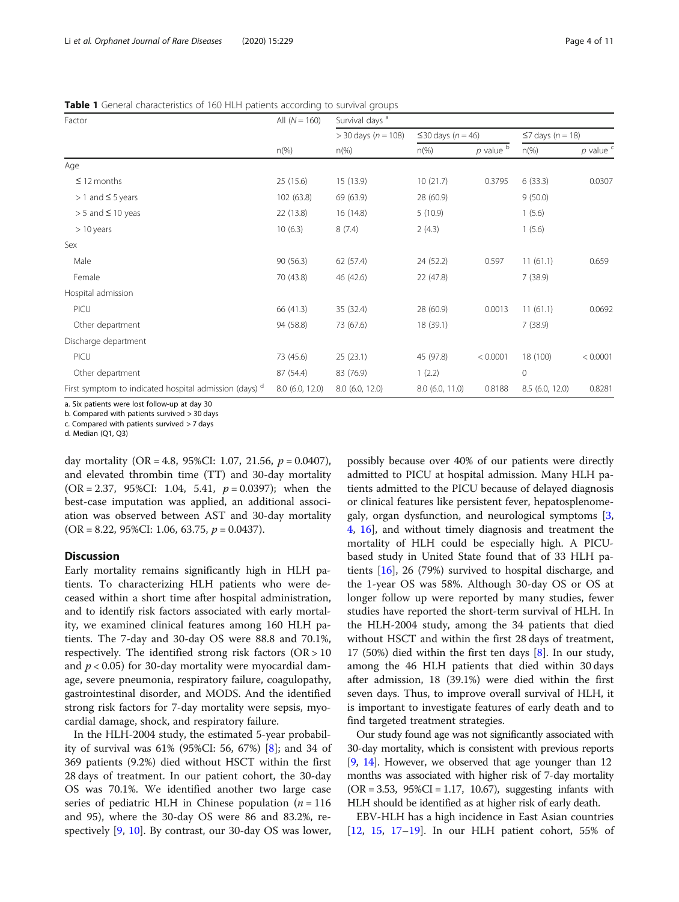**Table 1** General characteristics of 160 HLH patients according to survival groups

| Factor | All (N = 160) | Survival days [a] | | | | |
|---|---|---|---|---|---|---|
| | | > 30 days (n = 108) | ≤30 days (n = 46) | | ≤7 days (n = 18) | |
| | n(%) | n(%) | n(%) | p value [b] | n(%) | p value [c] |
| Age | | | | | | |
| ≤ 12 months | 25 (15.6) | 15 (13.9) | 10 (21.7) | 0.3795 | 6 (33.3) | 0.0307 |
| > 1 and ≤ 5 years | 102 (63.8) | 69 (63.9) | 28 (60.9) | | 9 (50.0) | |
| > 5 and ≤ 10 yeas | 22 (13.8) | 16 (14.8) | 5 (10.9) | | 1 (5.6) | |
| > 10 years | 10 (6.3) | 8 (7.4) | 2 (4.3) | | 1 (5.6) | |
| Sex | | | | | | |
| Male | 90 (56.3) | 62 (57.4) | 24 (52.2) | 0.597 | 11 (61.1) | 0.659 |
| Female | 70 (43.8) | 46 (42.6) | 22 (47.8) | | 7 (38.9) | |
| Hospital admission | | | | | | |
| PICU | 66 (41.3) | 35 (32.4) | 28 (60.9) | 0.0013 | 11 (61.1) | 0.0692 |
| Other department | 94 (58.8) | 73 (67.6) | 18 (39.1) | | 7 (38.9) | |
| Discharge department | | | | | | |
| PICU | 73 (45.6) | 25 (23.1) | 45 (97.8) | < 0.0001 | 18 (100) | < 0.0001 |
| Other department | 87 (54.4) | 83 (76.9) | 1 (2.2) | | 0 | |
| First symptom to indicated hospital admission (days) [d] | 8.0 (6.0, 12.0) | 8.0 (6.0, 12.0) | 8.0 (6.0, 11.0) | 0.8188 | 8.5 (6.0, 12.0) | 0.8281 |

a. Six patients were lost follow-up at day 30
b. Compared with patients survived > 30 days
c. Compared with patients survived > 7 days
d. Median (Q1, Q3)

day mortality (OR = 4.8, 95%CI: 1.07, 21.56, $p = 0.0407$), and elevated thrombin time (TT) and 30-day mortality (OR = 2.37, 95%CI: 1.04, 5.41, $p = 0.0397$); when the best-case imputation was applied, an additional association was observed between AST and 30-day mortality (OR = 8.22, 95%CI: 1.06, 63.75, $p = 0.0437$).

## Discussion

Early mortality remains significantly high in HLH patients. To characterizing HLH patients who were deceased within a short time after hospital administration, and to identify risk factors associated with early mortality, we examined clinical features among 160 HLH patients. The 7-day and 30-day OS were 88.8 and 70.1%, respectively. The identified strong risk factors (OR > 10 and $p < 0.05$) for 30-day mortality were myocardial damage, severe pneumonia, respiratory failure, coagulopathy, gastrointestinal disorder, and MODS. And the identified strong risk factors for 7-day mortality were sepsis, myocardial damage, shock, and respiratory failure.

In the HLH-2004 study, the estimated 5-year probability of survival was 61% (95%CI: 56, 67%) [8]; and 34 of 369 patients (9.2%) died without HSCT within the first 28 days of treatment. In our patient cohort, the 30-day OS was 70.1%. We identified another two large case series of pediatric HLH in Chinese population (n = 116 and 95), where the 30-day OS were 86 and 83.2%, respectively [9, 10]. By contrast, our 30-day OS was lower, possibly because over 40% of our patients were directly admitted to PICU at hospital admission. Many HLH patients admitted to the PICU because of delayed diagnosis or clinical features like persistent fever, hepatosplenomegaly, organ dysfunction, and neurological symptoms [3, 4, 16], and without timely diagnosis and treatment the mortality of HLH could be especially high. A PICU-based study in United State found that of 33 HLH patients [16], 26 (79%) survived to hospital discharge, and the 1-year OS was 58%. Although 30-day OS or OS at longer follow up were reported by many studies, fewer studies have reported the short-term survival of HLH. In the HLH-2004 study, among the 34 patients that died without HSCT and within the first 28 days of treatment, 17 (50%) died within the first ten days [8]. In our study, among the 46 HLH patients that died within 30 days after admission, 18 (39.1%) were died within the first seven days. Thus, to improve overall survival of HLH, it is important to investigate features of early death and to find targeted treatment strategies.

Our study found age was not significantly associated with 30-day mortality, which is consistent with previous reports [9, 14]. However, we observed that age younger than 12 months was associated with higher risk of 7-day mortality (OR = 3.53, 95%CI = 1.17, 10.67), suggesting infants with HLH should be identified as at higher risk of early death.

EBV-HLH has a high incidence in East Asian countries [12, 15, 17–19]. In our HLH patient cohort, 55% of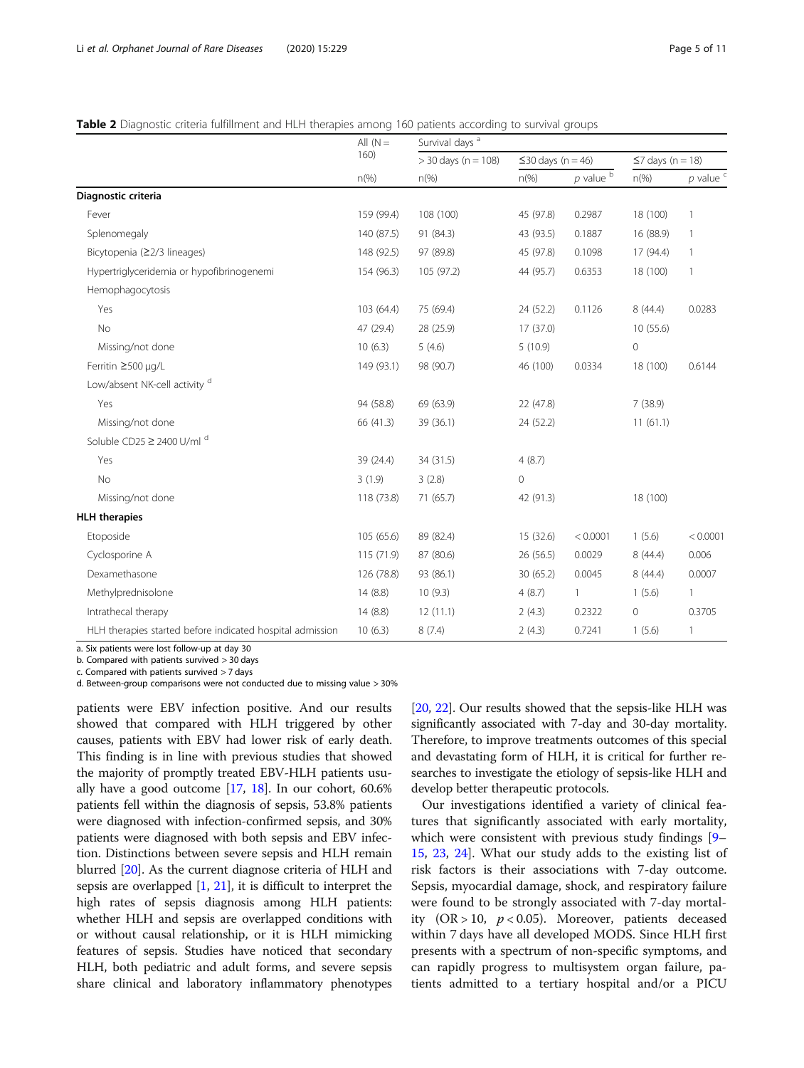**Table 2** Diagnostic criteria fulfillment and HLH therapies among 160 patients according to survival groups

| | All (N = 160) | Survival days [a] | | | | |
|---|---|---|---|---|---|---|
| | | > 30 days (n = 108) | ≤30 days (n = 46) | | ≤7 days (n = 18) | |
| | n(%) | n(%) | n(%) | *p* value [b] | n(%) | *p* value [c] |
| **Diagnostic criteria** | | | | | | |
| Fever | 159 (99.4) | 108 (100) | 45 (97.8) | 0.2987 | 18 (100) | 1 |
| Splenomegaly | 140 (87.5) | 91 (84.3) | 43 (93.5) | 0.1887 | 16 (88.9) | 1 |
| Bicytopenia (≥2/3 lineages) | 148 (92.5) | 97 (89.8) | 45 (97.8) | 0.1098 | 17 (94.4) | 1 |
| Hypertriglyceridemia or hypofibrinogenemi | 154 (96.3) | 105 (97.2) | 44 (95.7) | 0.6353 | 18 (100) | 1 |
| Hemophagocytosis | | | | | | |
| Yes | 103 (64.4) | 75 (69.4) | 24 (52.2) | 0.1126 | 8 (44.4) | 0.0283 |
| No | 47 (29.4) | 28 (25.9) | 17 (37.0) | | 10 (55.6) | |
| Missing/not done | 10 (6.3) | 5 (4.6) | 5 (10.9) | | 0 | |
| Ferritin ≥500 μg/L | 149 (93.1) | 98 (90.7) | 46 (100) | 0.0334 | 18 (100) | 0.6144 |
| Low/absent NK-cell activity [d] | | | | | | |
| Yes | 94 (58.8) | 69 (63.9) | 22 (47.8) | | 7 (38.9) | |
| Missing/not done | 66 (41.3) | 39 (36.1) | 24 (52.2) | | 11 (61.1) | |
| Soluble CD25 ≥ 2400 U/ml [d] | | | | | | |
| Yes | 39 (24.4) | 34 (31.5) | 4 (8.7) | | | |
| No | 3 (1.9) | 3 (2.8) | 0 | | | |
| Missing/not done | 118 (73.8) | 71 (65.7) | 42 (91.3) | | 18 (100) | |
| **HLH therapies** | | | | | | |
| Etoposide | 105 (65.6) | 89 (82.4) | 15 (32.6) | < 0.0001 | 1 (5.6) | < 0.0001 |
| Cyclosporine A | 115 (71.9) | 87 (80.6) | 26 (56.5) | 0.0029 | 8 (44.4) | 0.006 |
| Dexamethasone | 126 (78.8) | 93 (86.1) | 30 (65.2) | 0.0045 | 8 (44.4) | 0.0007 |
| Methylprednisolone | 14 (8.8) | 10 (9.3) | 4 (8.7) | 1 | 1 (5.6) | 1 |
| Intrathecal therapy | 14 (8.8) | 12 (11.1) | 2 (4.3) | 0.2322 | 0 | 0.3705 |
| HLH therapies started before indicated hospital admission | 10 (6.3) | 8 (7.4) | 2 (4.3) | 0.7241 | 1 (5.6) | 1 |

a. Six patients were lost follow-up at day 30
b. Compared with patients survived > 30 days
c. Compared with patients survived > 7 days
d. Between-group comparisons were not conducted due to missing value > 30%

patients were EBV infection positive. And our results showed that compared with HLH triggered by other causes, patients with EBV had lower risk of early death. This finding is in line with previous studies that showed the majority of promptly treated EBV-HLH patients usually have a good outcome [17, 18]. In our cohort, 60.6% patients fell within the diagnosis of sepsis, 53.8% patients were diagnosed with infection-confirmed sepsis, and 30% patients were diagnosed with both sepsis and EBV infection. Distinctions between severe sepsis and HLH remain blurred [20]. As the current diagnose criteria of HLH and sepsis are overlapped [1, 21], it is difficult to interpret the high rates of sepsis diagnosis among HLH patients: whether HLH and sepsis are overlapped conditions with or without causal relationship, or it is HLH mimicking features of sepsis. Studies have noticed that secondary HLH, both pediatric and adult forms, and severe sepsis share clinical and laboratory inflammatory phenotypes [20, 22]. Our results showed that the sepsis-like HLH was significantly associated with 7-day and 30-day mortality. Therefore, to improve treatments outcomes of this special and devastating form of HLH, it is critical for further researches to investigate the etiology of sepsis-like HLH and develop better therapeutic protocols.

Our investigations identified a variety of clinical features that significantly associated with early mortality, which were consistent with previous study findings [9–15, 23, 24]. What our study adds to the existing list of risk factors is their associations with 7-day outcome. Sepsis, myocardial damage, shock, and respiratory failure were found to be strongly associated with 7-day mortality (OR > 10, $p < 0.05$). Moreover, patients deceased within 7 days have all developed MODS. Since HLH first presents with a spectrum of non-specific symptoms, and can rapidly progress to multisystem organ failure, patients admitted to a tertiary hospital and/or a PICU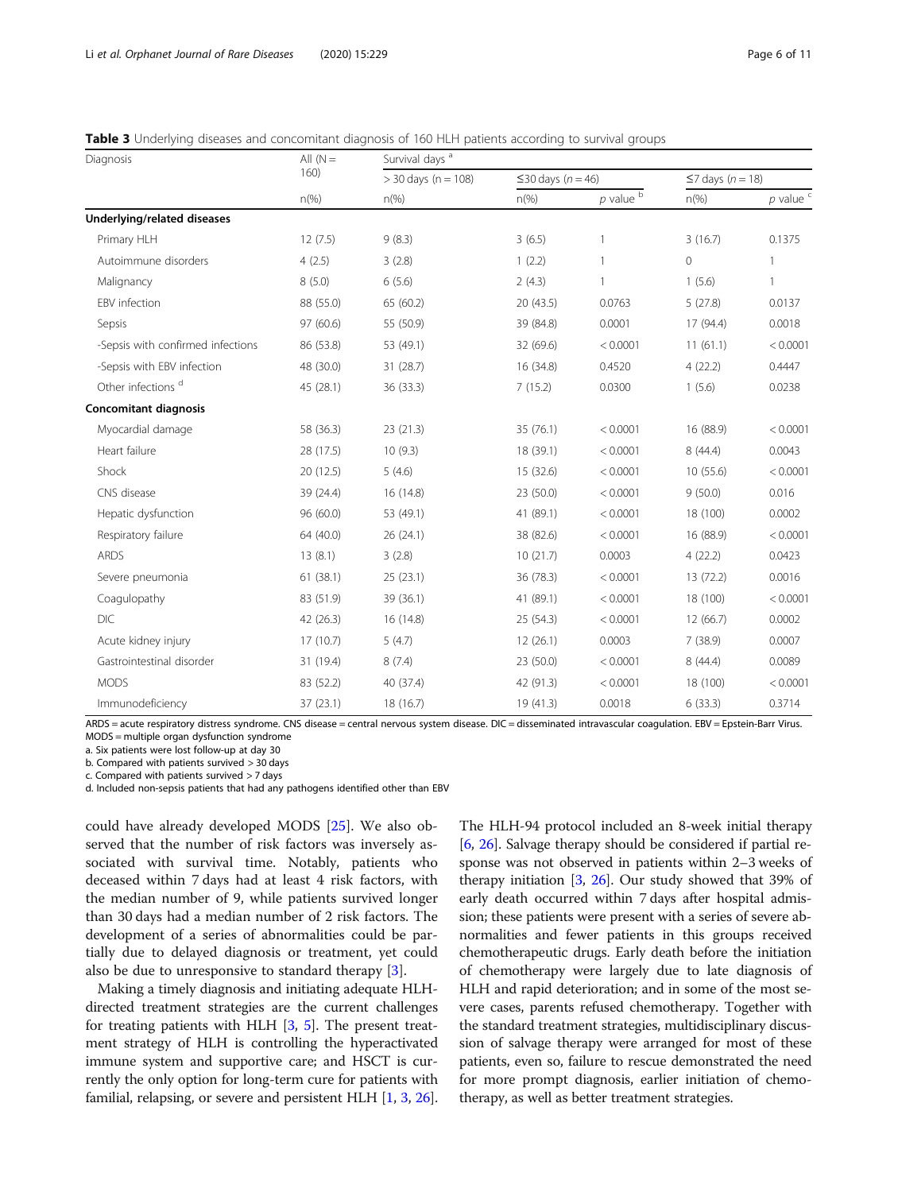**Table 3** Underlying diseases and concomitant diagnosis of 160 HLH patients according to survival groups

| Diagnosis | All (N = 160) | Survival days [a] | | | | |
|---|---|---|---|---|---|---|
| | | > 30 days (n = 108) | ≤30 days (n = 46) | | ≤7 days (n = 18) | |
| | n(%) | n(%) | n(%) | p value [b] | n(%) | p value [c] |
| **Underlying/related diseases** | | | | | | |
| Primary HLH | 12 (7.5) | 9 (8.3) | 3 (6.5) | 1 | 3 (16.7) | 0.1375 |
| Autoimmune disorders | 4 (2.5) | 3 (2.8) | 1 (2.2) | 1 | 0 | 1 |
| Malignancy | 8 (5.0) | 6 (5.6) | 2 (4.3) | 1 | 1 (5.6) | 1 |
| EBV infection | 88 (55.0) | 65 (60.2) | 20 (43.5) | 0.0763 | 5 (27.8) | 0.0137 |
| Sepsis | 97 (60.6) | 55 (50.9) | 39 (84.8) | 0.0001 | 17 (94.4) | 0.0018 |
| -Sepsis with confirmed infections | 86 (53.8) | 53 (49.1) | 32 (69.6) | < 0.0001 | 11 (61.1) | < 0.0001 |
| -Sepsis with EBV infection | 48 (30.0) | 31 (28.7) | 16 (34.8) | 0.4520 | 4 (22.2) | 0.4447 |
| Other infections [d] | 45 (28.1) | 36 (33.3) | 7 (15.2) | 0.0300 | 1 (5.6) | 0.0238 |
| **Concomitant diagnosis** | | | | | | |
| Myocardial damage | 58 (36.3) | 23 (21.3) | 35 (76.1) | < 0.0001 | 16 (88.9) | < 0.0001 |
| Heart failure | 28 (17.5) | 10 (9.3) | 18 (39.1) | < 0.0001 | 8 (44.4) | 0.0043 |
| Shock | 20 (12.5) | 5 (4.6) | 15 (32.6) | < 0.0001 | 10 (55.6) | < 0.0001 |
| CNS disease | 39 (24.4) | 16 (14.8) | 23 (50.0) | < 0.0001 | 9 (50.0) | 0.016 |
| Hepatic dysfunction | 96 (60.0) | 53 (49.1) | 41 (89.1) | < 0.0001 | 18 (100) | 0.0002 |
| Respiratory failure | 64 (40.0) | 26 (24.1) | 38 (82.6) | < 0.0001 | 16 (88.9) | < 0.0001 |
| ARDS | 13 (8.1) | 3 (2.8) | 10 (21.7) | 0.0003 | 4 (22.2) | 0.0423 |
| Severe pneumonia | 61 (38.1) | 25 (23.1) | 36 (78.3) | < 0.0001 | 13 (72.2) | 0.0016 |
| Coagulopathy | 83 (51.9) | 39 (36.1) | 41 (89.1) | < 0.0001 | 18 (100) | < 0.0001 |
| DIC | 42 (26.3) | 16 (14.8) | 25 (54.3) | < 0.0001 | 12 (66.7) | 0.0002 |
| Acute kidney injury | 17 (10.7) | 5 (4.7) | 12 (26.1) | 0.0003 | 7 (38.9) | 0.0007 |
| Gastrointestinal disorder | 31 (19.4) | 8 (7.4) | 23 (50.0) | < 0.0001 | 8 (44.4) | 0.0089 |
| MODS | 83 (52.2) | 40 (37.4) | 42 (91.3) | < 0.0001 | 18 (100) | < 0.0001 |
| Immunodeficiency | 37 (23.1) | 18 (16.7) | 19 (41.3) | 0.0018 | 6 (33.3) | 0.3714 |

ARDS = acute respiratory distress syndrome. CNS disease = central nervous system disease. DIC = disseminated intravascular coagulation. EBV = Epstein-Barr Virus. MODS = multiple organ dysfunction syndrome

a. Six patients were lost follow-up at day 30

b. Compared with patients survived > 30 days

c. Compared with patients survived > 7 days

d. Included non-sepsis patients that had any pathogens identified other than EBV

could have already developed MODS [25]. We also observed that the number of risk factors was inversely associated with survival time. Notably, patients who deceased within 7 days had at least 4 risk factors, with the median number of 9, while patients survived longer than 30 days had a median number of 2 risk factors. The development of a series of abnormalities could be partially due to delayed diagnosis or treatment, yet could also be due to unresponsive to standard therapy [3].

Making a timely diagnosis and initiating adequate HLH-directed treatment strategies are the current challenges for treating patients with HLH [3, 5]. The present treatment strategy of HLH is controlling the hyperactivated immune system and supportive care; and HSCT is currently the only option for long-term cure for patients with familial, relapsing, or severe and persistent HLH [1, 3, 26]. The HLH-94 protocol included an 8-week initial therapy [6, 26]. Salvage therapy should be considered if partial response was not observed in patients within 2–3 weeks of therapy initiation [3, 26]. Our study showed that 39% of early death occurred within 7 days after hospital admission; these patients were present with a series of severe abnormalities and fewer patients in this groups received chemotherapeutic drugs. Early death before the initiation of chemotherapy were largely due to late diagnosis of HLH and rapid deterioration; and in some of the most severe cases, parents refused chemotherapy. Together with the standard treatment strategies, multidisciplinary discussion of salvage therapy were arranged for most of these patients, even so, failure to rescue demonstrated the need for more prompt diagnosis, earlier initiation of chemotherapy, as well as better treatment strategies.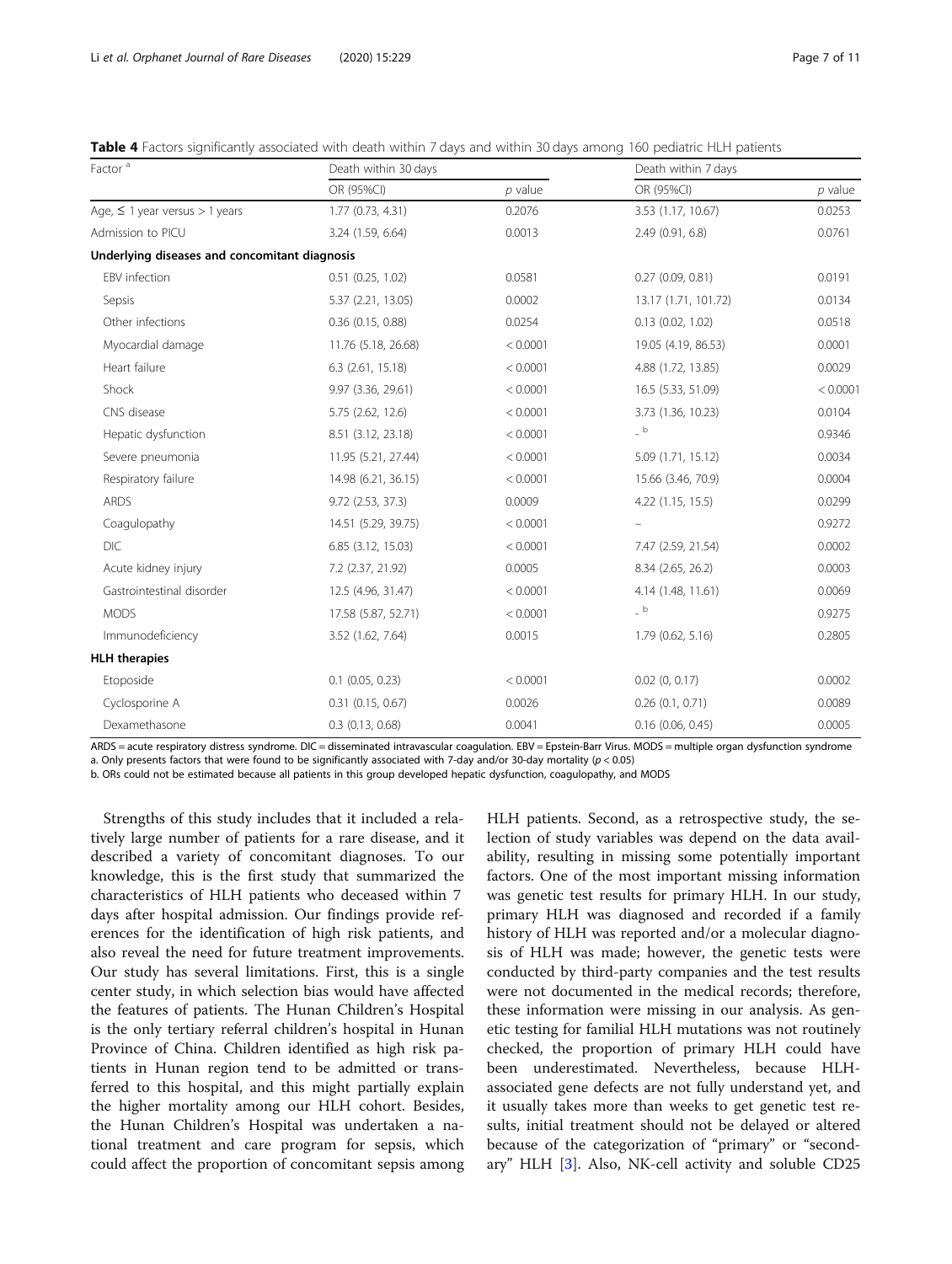**Table 4** Factors significantly associated with death within 7 days and within 30 days among 160 pediatric HLH patients

| Factor [a] | Death within 30 days | | Death within 7 days | |
|---|---|---|---|---|
| | OR (95%CI) | *p* value | OR (95%CI) | *p* value |
| Age, ≤ 1 year versus > 1 years | 1.77 (0.73, 4.31) | 0.2076 | 3.53 (1.17, 10.67) | 0.0253 |
| Admission to PICU | 3.24 (1.59, 6.64) | 0.0013 | 2.49 (0.91, 6.8) | 0.0761 |
| **Underlying diseases and concomitant diagnosis** | | | | |
| EBV infection | 0.51 (0.25, 1.02) | 0.0581 | 0.27 (0.09, 0.81) | 0.0191 |
| Sepsis | 5.37 (2.21, 13.05) | 0.0002 | 13.17 (1.71, 101.72) | 0.0134 |
| Other infections | 0.36 (0.15, 0.88) | 0.0254 | 0.13 (0.02, 1.02) | 0.0518 |
| Myocardial damage | 11.76 (5.18, 26.68) | < 0.0001 | 19.05 (4.19, 86.53) | 0.0001 |
| Heart failure | 6.3 (2.61, 15.18) | < 0.0001 | 4.88 (1.72, 13.85) | 0.0029 |
| Shock | 9.97 (3.36, 29.61) | < 0.0001 | 16.5 (5.33, 51.09) | < 0.0001 |
| CNS disease | 5.75 (2.62, 12.6) | < 0.0001 | 3.73 (1.36, 10.23) | 0.0104 |
| Hepatic dysfunction | 8.51 (3.12, 23.18) | < 0.0001 | - [b] | 0.9346 |
| Severe pneumonia | 11.95 (5.21, 27.44) | < 0.0001 | 5.09 (1.71, 15.12) | 0.0034 |
| Respiratory failure | 14.98 (6.21, 36.15) | < 0.0001 | 15.66 (3.46, 70.9) | 0.0004 |
| ARDS | 9.72 (2.53, 37.3) | 0.0009 | 4.22 (1.15, 15.5) | 0.0299 |
| Coagulopathy | 14.51 (5.29, 39.75) | < 0.0001 | – | 0.9272 |
| DIC | 6.85 (3.12, 15.03) | < 0.0001 | 7.47 (2.59, 21.54) | 0.0002 |
| Acute kidney injury | 7.2 (2.37, 21.92) | 0.0005 | 8.34 (2.65, 26.2) | 0.0003 |
| Gastrointestinal disorder | 12.5 (4.96, 31.47) | < 0.0001 | 4.14 (1.48, 11.61) | 0.0069 |
| MODS | 17.58 (5.87, 52.71) | < 0.0001 | - [b] | 0.9275 |
| Immunodeficiency | 3.52 (1.62, 7.64) | 0.0015 | 1.79 (0.62, 5.16) | 0.2805 |
| **HLH therapies** | | | | |
| Etoposide | 0.1 (0.05, 0.23) | < 0.0001 | 0.02 (0, 0.17) | 0.0002 |
| Cyclosporine A | 0.31 (0.15, 0.67) | 0.0026 | 0.26 (0.1, 0.71) | 0.0089 |
| Dexamethasone | 0.3 (0.13, 0.68) | 0.0041 | 0.16 (0.06, 0.45) | 0.0005 |

ARDS = acute respiratory distress syndrome. DIC = disseminated intravascular coagulation. EBV = Epstein-Barr Virus. MODS = multiple organ dysfunction syndrome
a. Only presents factors that were found to be significantly associated with 7-day and/or 30-day mortality ($p < 0.05$)
b. ORs could not be estimated because all patients in this group developed hepatic dysfunction, coagulopathy, and MODS

Strengths of this study includes that it included a relatively large number of patients for a rare disease, and it described a variety of concomitant diagnoses. To our knowledge, this is the first study that summarized the characteristics of HLH patients who deceased within 7 days after hospital admission. Our findings provide references for the identification of high risk patients, and also reveal the need for future treatment improvements. Our study has several limitations. First, this is a single center study, in which selection bias would have affected the features of patients. The Hunan Children's Hospital is the only tertiary referral children's hospital in Hunan Province of China. Children identified as high risk patients in Hunan region tend to be admitted or transferred to this hospital, and this might partially explain the higher mortality among our HLH cohort. Besides, the Hunan Children's Hospital was undertaken a national treatment and care program for sepsis, which could affect the proportion of concomitant sepsis among HLH patients. Second, as a retrospective study, the selection of study variables was depend on the data availability, resulting in missing some potentially important factors. One of the most important missing information was genetic test results for primary HLH. In our study, primary HLH was diagnosed and recorded if a family history of HLH was reported and/or a molecular diagnosis of HLH was made; however, the genetic tests were conducted by third-party companies and the test results were not documented in the medical records; therefore, these information were missing in our analysis. As genetic testing for familial HLH mutations was not routinely checked, the proportion of primary HLH could have been underestimated. Nevertheless, because HLH-associated gene defects are not fully understand yet, and it usually takes more than weeks to get genetic test results, initial treatment should not be delayed or altered because of the categorization of "primary" or "secondary" HLH [3]. Also, NK-cell activity and soluble CD25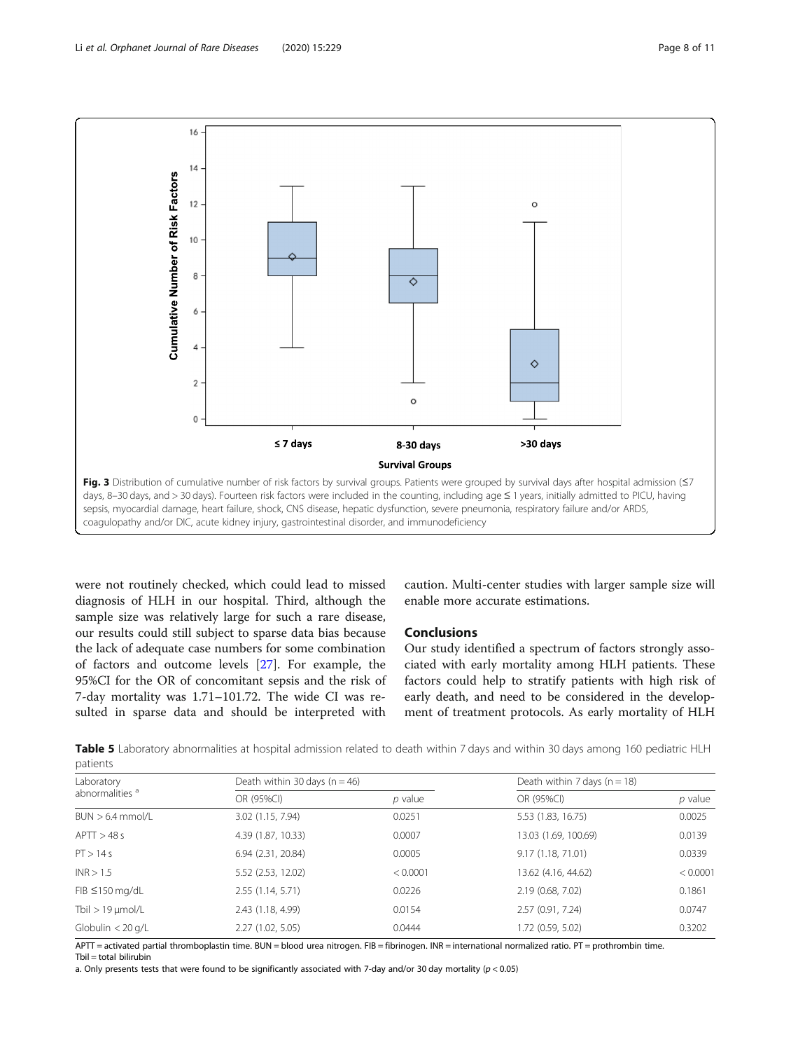Fig. 3 Distribution of cumulative number of risk factors by survival groups. Patients were grouped by survival days after hospital admission (≤7 days, 8–30 days, and > 30 days). Fourteen risk factors were included in the counting, including age ≤ 1 years, initially admitted to PICU, having sepsis, myocardial damage, heart failure, shock, CNS disease, hepatic dysfunction, severe pneumonia, respiratory failure and/or ARDS, coagulopathy and/or DIC, acute kidney injury, gastrointestinal disorder, and immunodeficiency

were not routinely checked, which could lead to missed diagnosis of HLH in our hospital. Third, although the sample size was relatively large for such a rare disease, our results could still subject to sparse data bias because the lack of adequate case numbers for some combination of factors and outcome levels [27]. For example, the 95%CI for the OR of concomitant sepsis and the risk of 7-day mortality was 1.71–101.72. The wide CI was resulted in sparse data and should be interpreted with caution. Multi-center studies with larger sample size will enable more accurate estimations.

## Conclusions

Our study identified a spectrum of factors strongly associated with early mortality among HLH patients. These factors could help to stratify patients with high risk of early death, and need to be considered in the development of treatment protocols. As early mortality of HLH

**Table 5** Laboratory abnormalities at hospital admission related to death within 7 days and within 30 days among 160 pediatric HLH patients

| Laboratory abnormalities [a] | Death within 30 days (n = 46) | | Death within 7 days (n = 18) | |
|---|---|---|---|---|
| | OR (95%CI) | *p* value | OR (95%CI) | *p* value |
| BUN > 6.4 mmol/L | 3.02 (1.15, 7.94) | 0.0251 | 5.53 (1.83, 16.75) | 0.0025 |
| APTT > 48 s | 4.39 (1.87, 10.33) | 0.0007 | 13.03 (1.69, 100.69) | 0.0139 |
| PT > 14 s | 6.94 (2.31, 20.84) | 0.0005 | 9.17 (1.18, 71.01) | 0.0339 |
| INR > 1.5 | 5.52 (2.53, 12.02) | < 0.0001 | 13.62 (4.16, 44.62) | < 0.0001 |
| FIB ≤150 mg/dL | 2.55 (1.14, 5.71) | 0.0226 | 2.19 (0.68, 7.02) | 0.1861 |
| Tbil > 19 μmol/L | 2.43 (1.18, 4.99) | 0.0154 | 2.57 (0.91, 7.24) | 0.0747 |
| Globulin < 20 g/L | 2.27 (1.02, 5.05) | 0.0444 | 1.72 (0.59, 5.02) | 0.3202 |

APTT = activated partial thromboplastin time. BUN = blood urea nitrogen. FIB = fibrinogen. INR = international normalized ratio. PT = prothrombin time. Tbil = total bilirubin

a. Only presents tests that were found to be significantly associated with 7-day and/or 30 day mortality ($p < 0.05$)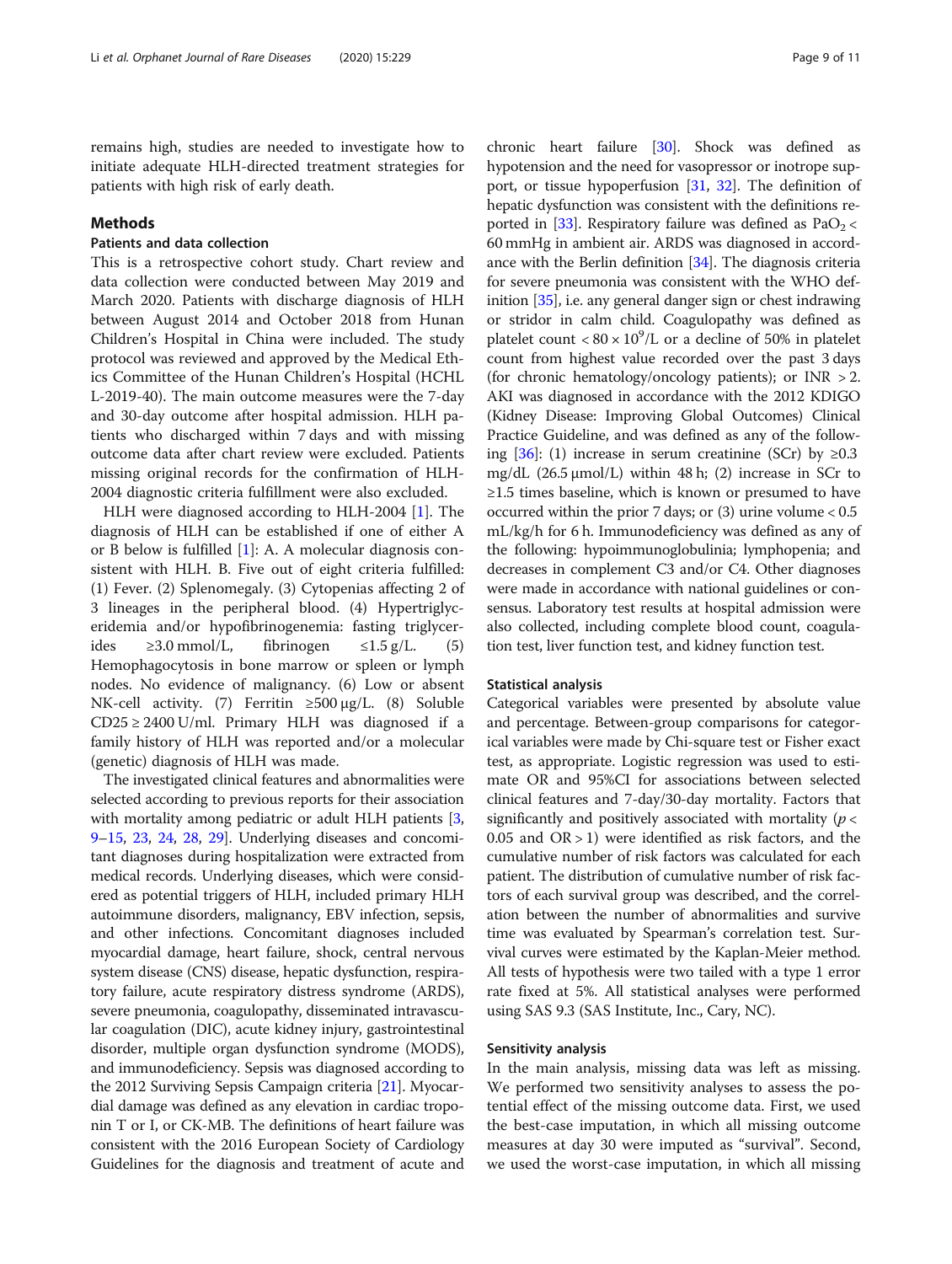remains high, studies are needed to investigate how to initiate adequate HLH-directed treatment strategies for patients with high risk of early death.

## Methods

### Patients and data collection

This is a retrospective cohort study. Chart review and data collection were conducted between May 2019 and March 2020. Patients with discharge diagnosis of HLH between August 2014 and October 2018 from Hunan Children's Hospital in China were included. The study protocol was reviewed and approved by the Medical Ethics Committee of the Hunan Children's Hospital (HCHL L-2019-40). The main outcome measures were the 7-day and 30-day outcome after hospital admission. HLH patients who discharged within 7 days and with missing outcome data after chart review were excluded. Patients missing original records for the confirmation of HLH-2004 diagnostic criteria fulfillment were also excluded.

HLH were diagnosed according to HLH-2004 [1]. The diagnosis of HLH can be established if one of either A or B below is fulfilled [1]: A. A molecular diagnosis consistent with HLH. B. Five out of eight criteria fulfilled: (1) Fever. (2) Splenomegaly. (3) Cytopenias affecting 2 of 3 lineages in the peripheral blood. (4) Hypertriglyceridemia and/or hypofibrinogenemia: fasting triglycerides ≥3.0 mmol/L, fibrinogen ≤1.5 g/L. (5) Hemophagocytosis in bone marrow or spleen or lymph nodes. No evidence of malignancy. (6) Low or absent NK-cell activity. (7) Ferritin ≥500 μg/L. (8) Soluble CD25 ≥ 2400 U/ml. Primary HLH was diagnosed if a family history of HLH was reported and/or a molecular (genetic) diagnosis of HLH was made.

The investigated clinical features and abnormalities were selected according to previous reports for their association with mortality among pediatric or adult HLH patients [3, 9–15, 23, 24, 28, 29]. Underlying diseases and concomitant diagnoses during hospitalization were extracted from medical records. Underlying diseases, which were considered as potential triggers of HLH, included primary HLH autoimmune disorders, malignancy, EBV infection, sepsis, and other infections. Concomitant diagnoses included myocardial damage, heart failure, shock, central nervous system disease (CNS) disease, hepatic dysfunction, respiratory failure, acute respiratory distress syndrome (ARDS), severe pneumonia, coagulopathy, disseminated intravascular coagulation (DIC), acute kidney injury, gastrointestinal disorder, multiple organ dysfunction syndrome (MODS), and immunodeficiency. Sepsis was diagnosed according to the 2012 Surviving Sepsis Campaign criteria [21]. Myocardial damage was defined as any elevation in cardiac troponin T or I, or CK-MB. The definitions of heart failure was consistent with the 2016 European Society of Cardiology Guidelines for the diagnosis and treatment of acute and chronic heart failure [30]. Shock was defined as hypotension and the need for vasopressor or inotrope support, or tissue hypoperfusion [31, 32]. The definition of hepatic dysfunction was consistent with the definitions reported in [33]. Respiratory failure was defined as $PaO_2 <$ 60 mmHg in ambient air. ARDS was diagnosed in accordance with the Berlin definition [34]. The diagnosis criteria for severe pneumonia was consistent with the WHO definition [35], i.e. any general danger sign or chest indrawing or stridor in calm child. Coagulopathy was defined as platelet count $< 80 \times 10^9$/L or a decline of 50% in platelet count from highest value recorded over the past 3 days (for chronic hematology/oncology patients); or INR > 2. AKI was diagnosed in accordance with the 2012 KDIGO (Kidney Disease: Improving Global Outcomes) Clinical Practice Guideline, and was defined as any of the following [36]: (1) increase in serum creatinine (SCr) by ≥0.3 mg/dL (26.5 μmol/L) within 48 h; (2) increase in SCr to ≥1.5 times baseline, which is known or presumed to have occurred within the prior 7 days; or (3) urine volume < 0.5 mL/kg/h for 6 h. Immunodeficiency was defined as any of the following: hypoimmunoglobulinia; lymphopenia; and decreases in complement C3 and/or C4. Other diagnoses were made in accordance with national guidelines or consensus. Laboratory test results at hospital admission were also collected, including complete blood count, coagulation test, liver function test, and kidney function test.

### Statistical analysis

Categorical variables were presented by absolute value and percentage. Between-group comparisons for categorical variables were made by Chi-square test or Fisher exact test, as appropriate. Logistic regression was used to estimate OR and 95%CI for associations between selected clinical features and 7-day/30-day mortality. Factors that significantly and positively associated with mortality ($p <$ 0.05 and OR > 1) were identified as risk factors, and the cumulative number of risk factors was calculated for each patient. The distribution of cumulative number of risk factors of each survival group was described, and the correlation between the number of abnormalities and survive time was evaluated by Spearman's correlation test. Survival curves were estimated by the Kaplan-Meier method. All tests of hypothesis were two tailed with a type 1 error rate fixed at 5%. All statistical analyses were performed using SAS 9.3 (SAS Institute, Inc., Cary, NC).

### Sensitivity analysis

In the main analysis, missing data was left as missing. We performed two sensitivity analyses to assess the potential effect of the missing outcome data. First, we used the best-case imputation, in which all missing outcome measures at day 30 were imputed as "survival". Second, we used the worst-case imputation, in which all missing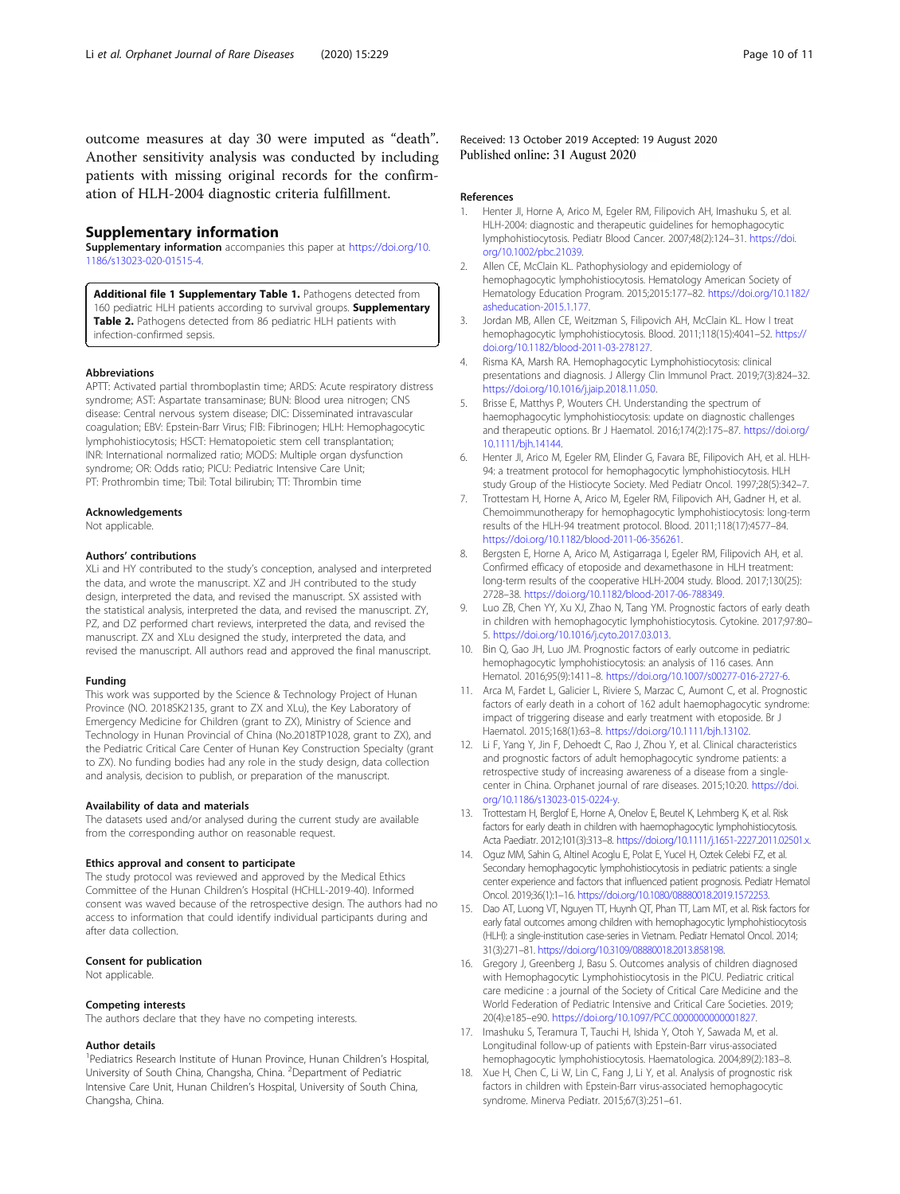outcome measures at day 30 were imputed as "death". Another sensitivity analysis was conducted by including patients with missing original records for the confirmation of HLH-2004 diagnostic criteria fulfillment.

## Supplementary information

**Supplementary information** accompanies this paper at https://doi.org/10.1186/s13023-020-01515-4.

**Additional file 1 Supplementary Table 1.** Pathogens detected from 160 pediatric HLH patients according to survival groups. **Supplementary Table 2.** Pathogens detected from 86 pediatric HLH patients with infection-confirmed sepsis.

#### Abbreviations

APTT: Activated partial thromboplastin time; ARDS: Acute respiratory distress syndrome; AST: Aspartate transaminase; BUN: Blood urea nitrogen; CNS disease: Central nervous system disease; DIC: Disseminated intravascular coagulation; EBV: Epstein-Barr Virus; FIB: Fibrinogen; HLH: Hemophagocytic lymphohistiocytosis; HSCT: Hematopoietic stem cell transplantation; INR: International normalized ratio; MODS: Multiple organ dysfunction syndrome; OR: Odds ratio; PICU: Pediatric Intensive Care Unit; PT: Prothrombin time; Tbil: Total bilirubin; TT: Thrombin time

#### Acknowledgements

Not applicable.

#### Authors' contributions

XLi and HY contributed to the study's conception, analysed and interpreted the data, and wrote the manuscript. XZ and JH contributed to the study design, interpreted the data, and revised the manuscript. SX assisted with the statistical analysis, interpreted the data, and revised the manuscript. ZY, PZ, and DZ performed chart reviews, interpreted the data, and revised the manuscript. ZX and XLu designed the study, interpreted the data, and revised the manuscript. All authors read and approved the final manuscript.

#### Funding

This work was supported by the Science & Technology Project of Hunan Province (NO. 2018SK2135, grant to ZX and XLu), the Key Laboratory of Emergency Medicine for Children (grant to ZX), Ministry of Science and Technology in Hunan Provincial of China (No.2018TP1028, grant to ZX), and the Pediatric Critical Care Center of Hunan Key Construction Specialty (grant to ZX). No funding bodies had any role in the study design, data collection and analysis, decision to publish, or preparation of the manuscript.

#### Availability of data and materials

The datasets used and/or analysed during the current study are available from the corresponding author on reasonable request.

#### Ethics approval and consent to participate

The study protocol was reviewed and approved by the Medical Ethics Committee of the Hunan Children's Hospital (HCHLL-2019-40). Informed consent was waved because of the retrospective design. The authors had no access to information that could identify individual participants during and after data collection.

#### Consent for publication

Not applicable.

#### Competing interests

The authors declare that they have no competing interests.

#### Author details

[1]Pediatrics Research Institute of Hunan Province, Hunan Children's Hospital, University of South China, Changsha, China. [2]Department of Pediatric Intensive Care Unit, Hunan Children's Hospital, University of South China, Changsha, China.

Received: 13 October 2019 Accepted: 19 August 2020
Published online: 31 August 2020

#### References

1. Henter JI, Horne A, Arico M, Egeler RM, Filipovich AH, Imashuku S, et al. HLH-2004: diagnostic and therapeutic guidelines for hemophagocytic lymphohistiocytosis. Pediatr Blood Cancer. 2007;48(2):124–31. https://doi.org/10.1002/pbc.21039.
2. Allen CE, McClain KL. Pathophysiology and epidemiology of hemophagocytic lymphohistiocytosis. Hematology American Society of Hematology Education Program. 2015;2015:177–82. https://doi.org/10.1182/asheducation-2015.1.177.
3. Jordan MB, Allen CE, Weitzman S, Filipovich AH, McClain KL. How I treat hemophagocytic lymphohistiocytosis. Blood. 2011;118(15):4041–52. https://doi.org/10.1182/blood-2011-03-278127.
4. Risma KA, Marsh RA. Hemophagocytic Lymphohistiocytosis: clinical presentations and diagnosis. J Allergy Clin Immunol Pract. 2019;7(3):824–32. https://doi.org/10.1016/j.jaip.2018.11.050.
5. Brisse E, Matthys P, Wouters CH. Understanding the spectrum of haemophagocytic lymphohistiocytosis: update on diagnostic challenges and therapeutic options. Br J Haematol. 2016;174(2):175–87. https://doi.org/10.1111/bjh.14144.
6. Henter JI, Arico M, Egeler RM, Elinder G, Favara BE, Filipovich AH, et al. HLH-94: a treatment protocol for hemophagocytic lymphohistiocytosis. HLH study Group of the Histiocyte Society. Med Pediatr Oncol. 1997;28(5):342–7.
7. Trottestam H, Horne A, Arico M, Egeler RM, Filipovich AH, Gadner H, et al. Chemoimmunotherapy for hemophagocytic lymphohistiocytosis: long-term results of the HLH-94 treatment protocol. Blood. 2011;118(17):4577–84. https://doi.org/10.1182/blood-2011-06-356261.
8. Bergsten E, Horne A, Arico M, Astigarraga I, Egeler RM, Filipovich AH, et al. Confirmed efficacy of etoposide and dexamethasone in HLH treatment: long-term results of the cooperative HLH-2004 study. Blood. 2017;130(25):2728–38. https://doi.org/10.1182/blood-2017-06-788349.
9. Luo ZB, Chen YY, Xu XJ, Zhao N, Tang YM. Prognostic factors of early death in children with hemophagocytic lymphohistiocytosis. Cytokine. 2017;97:80–5. https://doi.org/10.1016/j.cyto.2017.03.013.
10. Bin Q, Gao JH, Luo JM. Prognostic factors of early outcome in pediatric hemophagocytic lymphohistiocytosis: an analysis of 116 cases. Ann Hematol. 2016;95(9):1411–8. https://doi.org/10.1007/s00277-016-2727-6.
11. Arca M, Fardet L, Galicier L, Riviere S, Marzac C, Aumont C, et al. Prognostic factors of early death in a cohort of 162 adult haemophagocytic syndrome: impact of triggering disease and early treatment with etoposide. Br J Haematol. 2015;168(1):63–8. https://doi.org/10.1111/bjh.13102.
12. Li F, Yang Y, Jin F, Dehoedt C, Rao J, Zhou Y, et al. Clinical characteristics and prognostic factors of adult hemophagocytic syndrome patients: a retrospective study of increasing awareness of a disease from a single-center in China. Orphanet journal of rare diseases. 2015;10:20. https://doi.org/10.1186/s13023-015-0224-y.
13. Trottestam H, Berglof E, Horne A, Onelov E, Beutel K, Lehmberg K, et al. Risk factors for early death in children with haemophagocytic lymphohistiocytosis. Acta Paediatr. 2012;101(3):313–8. https://doi.org/10.1111/j.1651-2227.2011.02501.x.
14. Oguz MM, Sahin G, Altinel Acoglu E, Polat E, Yucel H, Oztek Celebi FZ, et al. Secondary hemophagocytic lymphohistiocytosis in pediatric patients: a single center experience and factors that influenced patient prognosis. Pediatr Hematol Oncol. 2019;36(1):1–16. https://doi.org/10.1080/08880018.2019.1572253.
15. Dao AT, Luong VT, Nguyen TT, Huynh QT, Phan TT, Lam MT, et al. Risk factors for early fatal outcomes among children with hemophagocytic lymphohistiocytosis (HLH): a single-institution case-series in Vietnam. Pediatr Hematol Oncol. 2014;31(3):271–81. https://doi.org/10.3109/08880018.2013.858198.
16. Gregory J, Greenberg J, Basu S. Outcomes analysis of children diagnosed with Hemophagocytic Lymphohistiocytosis in the PICU. Pediatric critical care medicine : a journal of the Society of Critical Care Medicine and the World Federation of Pediatric Intensive and Critical Care Societies. 2019;20(4):e185–e90. https://doi.org/10.1097/PCC.0000000000001827.
17. Imashuku S, Teramura T, Tauchi H, Ishida Y, Otoh Y, Sawada M, et al. Longitudinal follow-up of patients with Epstein-Barr virus-associated hemophagocytic lymphohistiocytosis. Haematologica. 2004;89(2):183–8.
18. Xue H, Chen C, Li W, Lin C, Fang J, Li Y, et al. Analysis of prognostic risk factors in children with Epstein-Barr virus-associated hemophagocytic syndrome. Minerva Pediatr. 2015;67(3):251–61.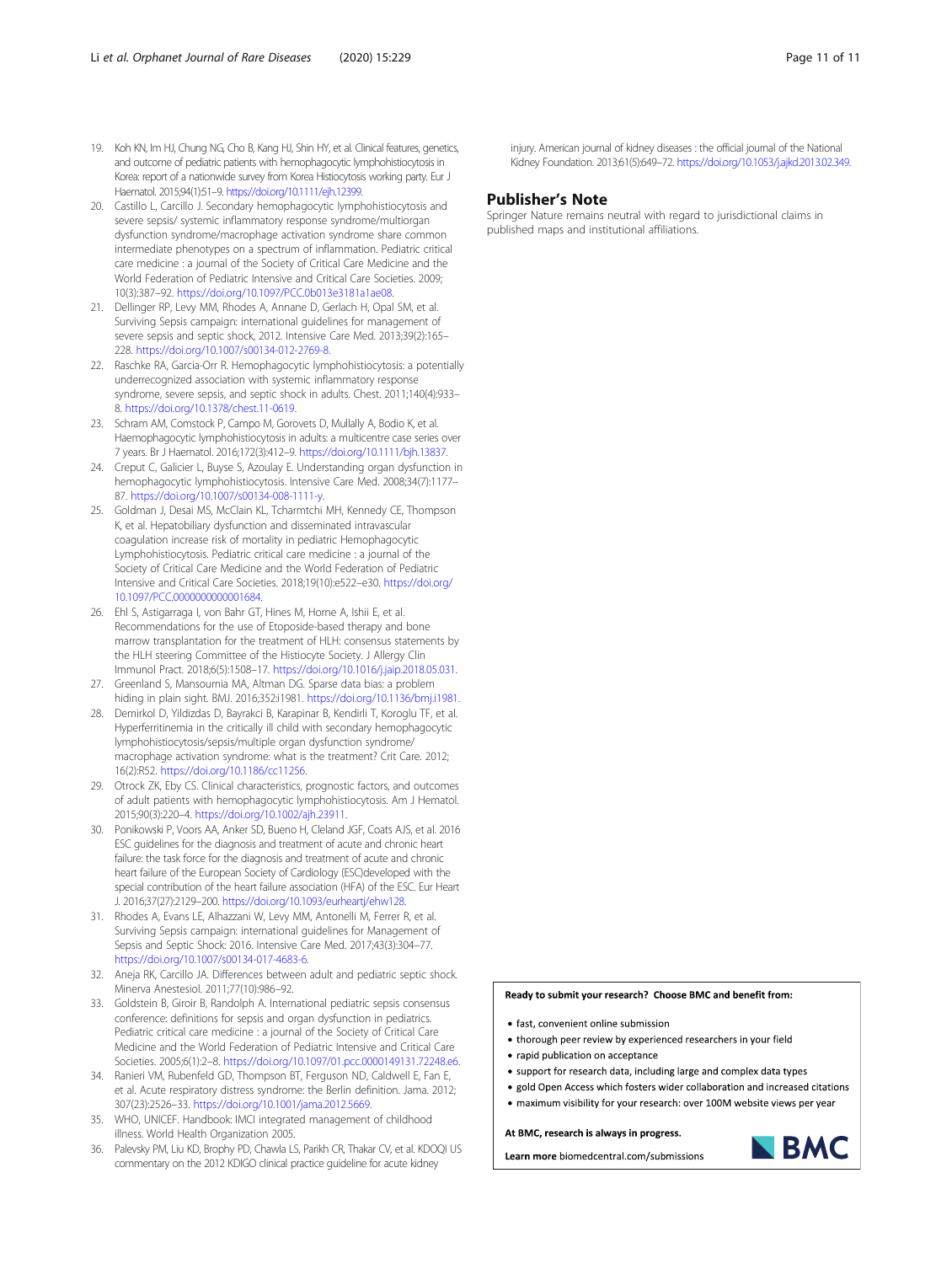19. Koh KN, Im HJ, Chung NG, Cho B, Kang HJ, Shin HY, et al. Clinical features, genetics, and outcome of pediatric patients with hemophagocytic lymphohistiocytosis in Korea: report of a nationwide survey from Korea Histiocytosis working party. Eur J Haematol. 2015;94(1):51–9. https://doi.org/10.1111/ejh.12399.
20. Castillo L, Carcillo J. Secondary hemophagocytic lymphohistiocytosis and severe sepsis/ systemic inflammatory response syndrome/multiorgan dysfunction syndrome/macrophage activation syndrome share common intermediate phenotypes on a spectrum of inflammation. Pediatric critical care medicine : a journal of the Society of Critical Care Medicine and the World Federation of Pediatric Intensive and Critical Care Societies. 2009; 10(3):387–92. https://doi.org/10.1097/PCC.0b013e3181a1ae08.
21. Dellinger RP, Levy MM, Rhodes A, Annane D, Gerlach H, Opal SM, et al. Surviving Sepsis campaign: international guidelines for management of severe sepsis and septic shock, 2012. Intensive Care Med. 2013;39(2):165–228. https://doi.org/10.1007/s00134-012-2769-8.
22. Raschke RA, Garcia-Orr R. Hemophagocytic lymphohistiocytosis: a potentially underrecognized association with systemic inflammatory response syndrome, severe sepsis, and septic shock in adults. Chest. 2011;140(4):933–8. https://doi.org/10.1378/chest.11-0619.
23. Schram AM, Comstock P, Campo M, Gorovets D, Mullally A, Bodio K, et al. Haemophagocytic lymphohistiocytosis in adults: a multicentre case series over 7 years. Br J Haematol. 2016;172(3):412–9. https://doi.org/10.1111/bjh.13837.
24. Creput C, Galicier L, Buyse S, Azoulay E. Understanding organ dysfunction in hemophagocytic lymphohistiocytosis. Intensive Care Med. 2008;34(7):1177–87. https://doi.org/10.1007/s00134-008-1111-y.
25. Goldman J, Desai MS, McClain KL, Tcharmtchi MH, Kennedy CE, Thompson K, et al. Hepatobiliary dysfunction and disseminated intravascular coagulation increase risk of mortality in pediatric Hemophagocytic Lymphohistiocytosis. Pediatric critical care medicine : a journal of the Society of Critical Care Medicine and the World Federation of Pediatric Intensive and Critical Care Societies. 2018;19(10):e522–e30. https://doi.org/10.1097/PCC.0000000000001684.
26. Ehl S, Astigarraga I, von Bahr GT, Hines M, Horne A, Ishii E, et al. Recommendations for the use of Etoposide-based therapy and bone marrow transplantation for the treatment of HLH: consensus statements by the HLH steering Committee of the Histiocyte Society. J Allergy Clin Immunol Pract. 2018;6(5):1508–17. https://doi.org/10.1016/j.jaip.2018.05.031.
27. Greenland S, Mansournia MA, Altman DG. Sparse data bias: a problem hiding in plain sight. BMJ. 2016;352:i1981. https://doi.org/10.1136/bmj.i1981.
28. Demirkol D, Yildizdas D, Bayrakci B, Karapinar B, Kendirli T, Koroglu TF, et al. Hyperferritinemia in the critically ill child with secondary hemophagocytic lymphohistiocytosis/sepsis/multiple organ dysfunction syndrome/ macrophage activation syndrome: what is the treatment? Crit Care. 2012; 16(2):R52. https://doi.org/10.1186/cc11256.
29. Otrock ZK, Eby CS. Clinical characteristics, prognostic factors, and outcomes of adult patients with hemophagocytic lymphohistiocytosis. Am J Hematol. 2015;90(3):220–4. https://doi.org/10.1002/ajh.23911.
30. Ponikowski P, Voors AA, Anker SD, Bueno H, Cleland JGF, Coats AJS, et al. 2016 ESC guidelines for the diagnosis and treatment of acute and chronic heart failure: the task force for the diagnosis and treatment of acute and chronic heart failure of the European Society of Cardiology (ESC)developed with the special contribution of the heart failure association (HFA) of the ESC. Eur Heart J. 2016;37(27):2129–200. https://doi.org/10.1093/eurheartj/ehw128.
31. Rhodes A, Evans LE, Alhazzani W, Levy MM, Antonelli M, Ferrer R, et al. Surviving Sepsis campaign: international guidelines for Management of Sepsis and Septic Shock: 2016. Intensive Care Med. 2017;43(3):304–77. https://doi.org/10.1007/s00134-017-4683-6.
32. Aneja RK, Carcillo JA. Differences between adult and pediatric septic shock. Minerva Anestesiol. 2011;77(10):986–92.
33. Goldstein B, Giroir B, Randolph A. International pediatric sepsis consensus conference: definitions for sepsis and organ dysfunction in pediatrics. Pediatric critical care medicine : a journal of the Society of Critical Care Medicine and the World Federation of Pediatric Intensive and Critical Care Societies. 2005;6(1):2–8. https://doi.org/10.1097/01.pcc.0000149131.72248.e6.
34. Ranieri VM, Rubenfeld GD, Thompson BT, Ferguson ND, Caldwell E, Fan E, et al. Acute respiratory distress syndrome: the Berlin definition. Jama. 2012; 307(23):2526–33. https://doi.org/10.1001/jama.2012.5669.
35. WHO, UNICEF. Handbook: IMCI integrated management of childhood illness. World Health Organization 2005.
36. Palevsky PM, Liu KD, Brophy PD, Chawla LS, Parikh CR, Thakar CV, et al. KDOQI US commentary on the 2012 KDIGO clinical practice guideline for acute kidney injury. American journal of kidney diseases : the official journal of the National Kidney Foundation. 2013;61(5):649–72. https://doi.org/10.1053/j.ajkd.2013.02.349.

## Publisher's Note

Springer Nature remains neutral with regard to jurisdictional claims in published maps and institutional affiliations.

**Ready to submit your research? Choose BMC and benefit from:**

- fast, convenient online submission
- thorough peer review by experienced researchers in your field
- rapid publication on acceptance
- support for research data, including large and complex data types
- gold Open Access which fosters wider collaboration and increased citations
- maximum visibility for your research: over 100M website views per year

**At BMC, research is always in progress.**

**Learn more** biomedcentral.com/submissions

BMC